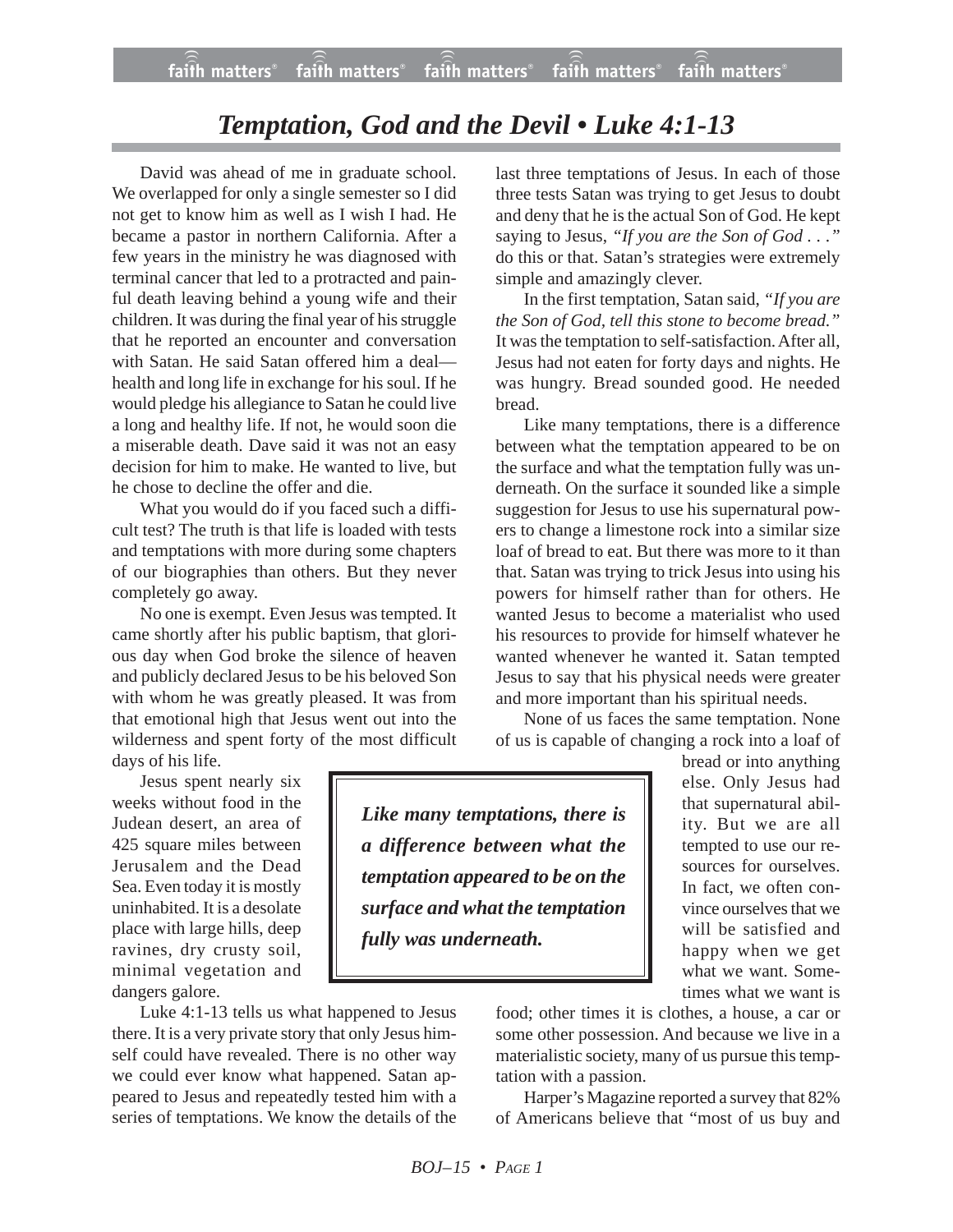# *Temptation, God and the Devil • Luke 4:1-13*

David was ahead of me in graduate school. We overlapped for only a single semester so I did not get to know him as well as I wish I had. He became a pastor in northern California. After a few years in the ministry he was diagnosed with terminal cancer that led to a protracted and painful death leaving behind a young wife and their children. It was during the final year of his struggle that he reported an encounter and conversation with Satan. He said Satan offered him a deal—health and long life in exchange for his soul. If he would pledge his allegiance to Satan he could live a long and healthy life. If not, he would soon die a miserable death. Dave said it was not an easy decision for him to make. He wanted to live, but he chose to decline the offer and die.

What you would do if you faced such a difficult test? The truth is that life is loaded with tests and temptations with more during some chapters of our biographies than others. But they never completely go away.

No one is exempt. Even Jesus was tempted. It came shortly after his public baptism, that glorious day when God broke the silence of heaven and publicly declared Jesus to be his beloved Son with whom he was greatly pleased. It was from that emotional high that Jesus went out into the wilderness and spent forty of the most difficult days of his life.

Jesus spent nearly six weeks without food in the Judean desert, an area of 425 square miles between Jerusalem and the Dead Sea. Even today it is mostly uninhabited. It is a desolate place with large hills, deep ravines, dry crusty soil, minimal vegetation and dangers galore.

Luke 4:1-13 tells us what happened to Jesus there. It is a very private story that only Jesus himself could have revealed. There is no other way we could ever know what happened. Satan appeared to Jesus and repeatedly tested him with a series of temptations. We know the details of the last three temptations of Jesus. In each of those three tests Satan was trying to get Jesus to doubt and deny that he is the actual Son of God. He kept saying to Jesus, *"If you are the Son of God . . ."* do this or that. Satan's strategies were extremely simple and amazingly clever.

In the first temptation, Satan said, *"If you are the Son of God, tell this stone to become bread."* It was the temptation to self-satisfaction. After all, Jesus had not eaten for forty days and nights. He was hungry. Bread sounded good. He needed bread.

Like many temptations, there is a difference between what the temptation appeared to be on the surface and what the temptation fully was underneath. On the surface it sounded like a simple suggestion for Jesus to use his supernatural powers to change a limestone rock into a similar size loaf of bread to eat. But there was more to it than that. Satan was trying to trick Jesus into using his powers for himself rather than for others. He wanted Jesus to become a materialist who used his resources to provide for himself whatever he wanted whenever he wanted it. Satan tempted Jesus to say that his physical needs were greater and more important than his spiritual needs.

> ***Like many temptations, there is a difference between what the temptation appeared to be on the surface and what the temptation fully was underneath.***

None of us faces the same temptation. None of us is capable of changing a rock into a loaf of bread or into anything else. Only Jesus had that supernatural ability. But we are all tempted to use our resources for ourselves. In fact, we often convince ourselves that we will be satisfied and happy when we get what we want. Sometimes what we want is food; other times it is clothes, a house, a car or some other possession. And because we live in a materialistic society, many of us pursue this temptation with a passion.

Harper's Magazine reported a survey that 82% of Americans believe that "most of us buy and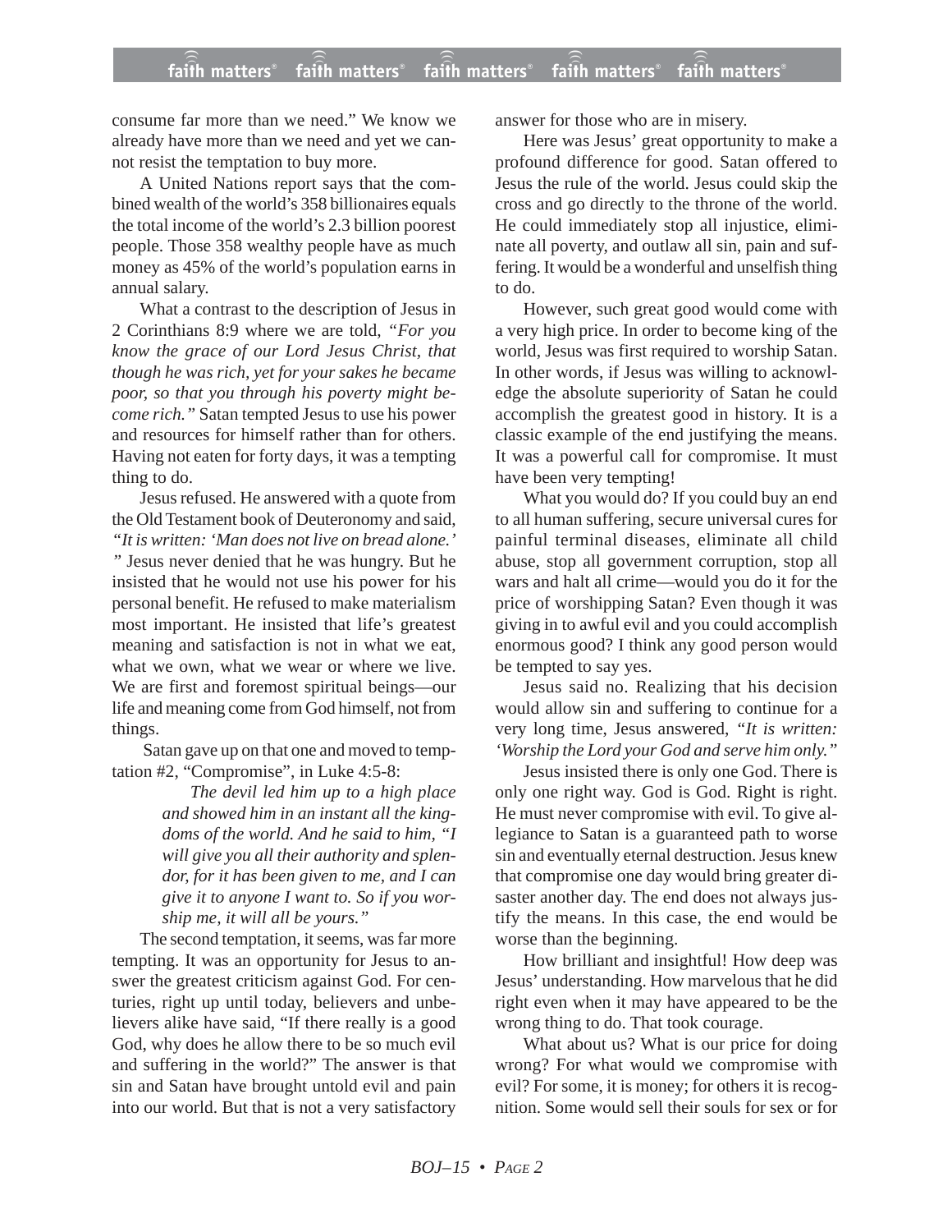consume far more than we need." We know we already have more than we need and yet we cannot resist the temptation to buy more.

A United Nations report says that the combined wealth of the world's 358 billionaires equals the total income of the world's 2.3 billion poorest people. Those 358 wealthy people have as much money as 45% of the world's population earns in annual salary.

What a contrast to the description of Jesus in 2 Corinthians 8:9 where we are told, *"For you know the grace of our Lord Jesus Christ, that though he was rich, yet for your sakes he became poor, so that you through his poverty might become rich."* Satan tempted Jesus to use his power and resources for himself rather than for others. Having not eaten for forty days, it was a tempting thing to do.

Jesus refused. He answered with a quote from the Old Testament book of Deuteronomy and said, *"It is written: 'Man does not live on bread alone.' "* Jesus never denied that he was hungry. But he insisted that he would not use his power for his personal benefit. He refused to make materialism most important. He insisted that life's greatest meaning and satisfaction is not in what we eat, what we own, what we wear or where we live. We are first and foremost spiritual beings—our life and meaning come from God himself, not from things.

Satan gave up on that one and moved to temptation #2, "Compromise", in Luke 4:5-8:

> *The devil led him up to a high place and showed him in an instant all the kingdoms of the world. And he said to him, "I will give you all their authority and splendor, for it has been given to me, and I can give it to anyone I want to. So if you worship me, it will all be yours."*

The second temptation, it seems, was far more tempting. It was an opportunity for Jesus to answer the greatest criticism against God. For centuries, right up until today, believers and unbelievers alike have said, "If there really is a good God, why does he allow there to be so much evil and suffering in the world?" The answer is that sin and Satan have brought untold evil and pain into our world. But that is not a very satisfactory answer for those who are in misery.

Here was Jesus' great opportunity to make a profound difference for good. Satan offered to Jesus the rule of the world. Jesus could skip the cross and go directly to the throne of the world. He could immediately stop all injustice, eliminate all poverty, and outlaw all sin, pain and suffering. It would be a wonderful and unselfish thing to do.

However, such great good would come with a very high price. In order to become king of the world, Jesus was first required to worship Satan. In other words, if Jesus was willing to acknowledge the absolute superiority of Satan he could accomplish the greatest good in history. It is a classic example of the end justifying the means. It was a powerful call for compromise. It must have been very tempting!

What you would do? If you could buy an end to all human suffering, secure universal cures for painful terminal diseases, eliminate all child abuse, stop all government corruption, stop all wars and halt all crime—would you do it for the price of worshipping Satan? Even though it was giving in to awful evil and you could accomplish enormous good? I think any good person would be tempted to say yes.

Jesus said no. Realizing that his decision would allow sin and suffering to continue for a very long time, Jesus answered, *"It is written: 'Worship the Lord your God and serve him only."*

Jesus insisted there is only one God. There is only one right way. God is God. Right is right. He must never compromise with evil. To give allegiance to Satan is a guaranteed path to worse sin and eventually eternal destruction. Jesus knew that compromise one day would bring greater disaster another day. The end does not always justify the means. In this case, the end would be worse than the beginning.

How brilliant and insightful! How deep was Jesus' understanding. How marvelous that he did right even when it may have appeared to be the wrong thing to do. That took courage.

What about us? What is our price for doing wrong? For what would we compromise with evil? For some, it is money; for others it is recognition. Some would sell their souls for sex or for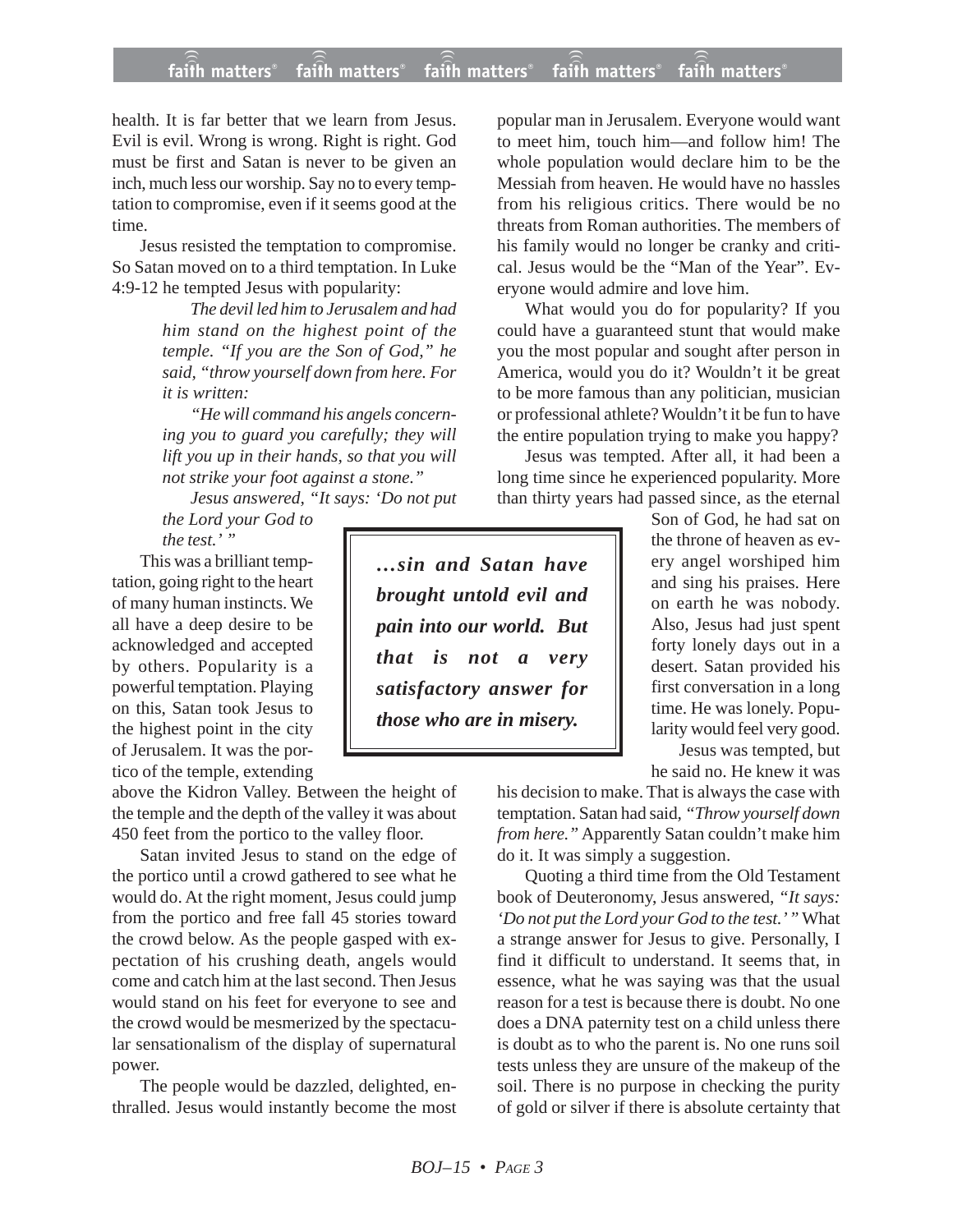health. It is far better that we learn from Jesus. Evil is evil. Wrong is wrong. Right is right. God must be first and Satan is never to be given an inch, much less our worship. Say no to every temptation to compromise, even if it seems good at the time.

Jesus resisted the temptation to compromise. So Satan moved on to a third temptation. In Luke 4:9-12 he tempted Jesus with popularity:

> *The devil led him to Jerusalem and had him stand on the highest point of the temple. "If you are the Son of God," he said, "throw yourself down from here. For it is written:*
>
> *"He will command his angels concerning you to guard you carefully; they will lift you up in their hands, so that you will not strike your foot against a stone."*
>
> *Jesus answered, "It says: 'Do not put the Lord your God to the test.' "*

This was a brilliant temptation, going right to the heart of many human instincts. We all have a deep desire to be acknowledged and accepted by others. Popularity is a powerful temptation. Playing on this, Satan took Jesus to the highest point in the city of Jerusalem. It was the portico of the temple, extending above the Kidron Valley. Between the height of the temple and the depth of the valley it was about 450 feet from the portico to the valley floor.

Satan invited Jesus to stand on the edge of the portico until a crowd gathered to see what he would do. At the right moment, Jesus could jump from the portico and free fall 45 stories toward the crowd below. As the people gasped with expectation of his crushing death, angels would come and catch him at the last second. Then Jesus would stand on his feet for everyone to see and the crowd would be mesmerized by the spectacular sensationalism of the display of supernatural power.

The people would be dazzled, delighted, enthralled. Jesus would instantly become the most popular man in Jerusalem. Everyone would want to meet him, touch him—and follow him! The whole population would declare him to be the Messiah from heaven. He would have no hassles from his religious critics. There would be no threats from Roman authorities. The members of his family would no longer be cranky and critical. Jesus would be the "Man of the Year". Everyone would admire and love him.

What would you do for popularity? If you could have a guaranteed stunt that would make you the most popular and sought after person in America, would you do it? Wouldn't it be great to be more famous than any politician, musician or professional athlete? Wouldn't it be fun to have the entire population trying to make you happy?

Jesus was tempted. After all, it had been a long time since he experienced popularity. More than thirty years had passed since, as the eternal Son of God, he had sat on the throne of heaven as every angel worshiped him and sing his praises. Here on earth he was nobody. Also, Jesus had just spent forty lonely days out in a desert. Satan provided his first conversation in a long time. He was lonely. Popularity would feel very good.

> ***…sin and Satan have brought untold evil and pain into our world. But that is not a very satisfactory answer for those who are in misery.***

Jesus was tempted, but he said no. He knew it was his decision to make. That is always the case with temptation. Satan had said, *"Throw yourself down from here."* Apparently Satan couldn't make him do it. It was simply a suggestion.

Quoting a third time from the Old Testament book of Deuteronomy, Jesus answered, *"It says: 'Do not put the Lord your God to the test.' "* What a strange answer for Jesus to give. Personally, I find it difficult to understand. It seems that, in essence, what he was saying was that the usual reason for a test is because there is doubt. No one does a DNA paternity test on a child unless there is doubt as to who the parent is. No one runs soil tests unless they are unsure of the makeup of the soil. There is no purpose in checking the purity of gold or silver if there is absolute certainty that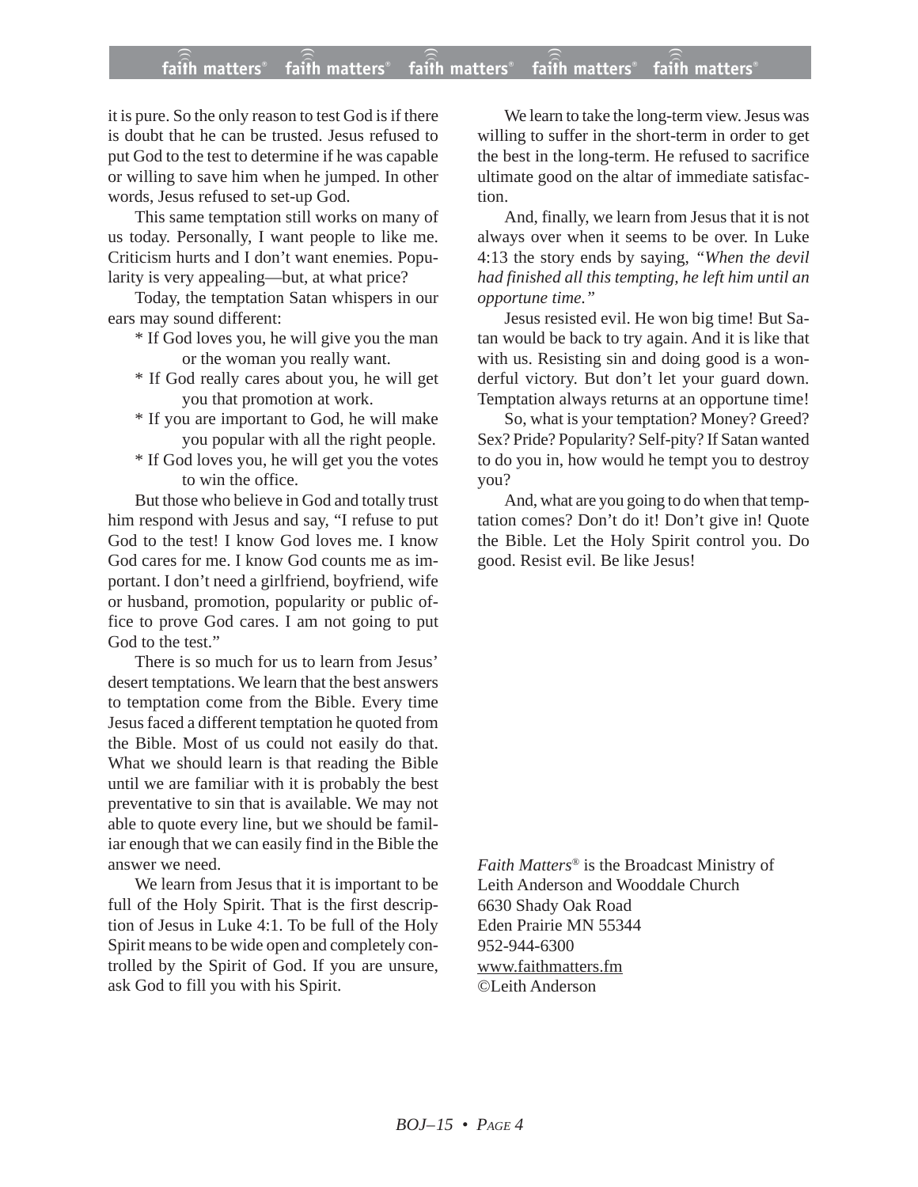it is pure. So the only reason to test God is if there is doubt that he can be trusted. Jesus refused to put God to the test to determine if he was capable or willing to save him when he jumped. In other words, Jesus refused to set-up God.

This same temptation still works on many of us today. Personally, I want people to like me. Criticism hurts and I don't want enemies. Popularity is very appealing—but, at what price?

Today, the temptation Satan whispers in our ears may sound different:

* If God loves you, he will give you the man or the woman you really want.
* If God really cares about you, he will get you that promotion at work.
* If you are important to God, he will make you popular with all the right people.
* If God loves you, he will get you the votes to win the office.

But those who believe in God and totally trust him respond with Jesus and say, "I refuse to put God to the test! I know God loves me. I know God cares for me. I know God counts me as important. I don't need a girlfriend, boyfriend, wife or husband, promotion, popularity or public office to prove God cares. I am not going to put God to the test."

There is so much for us to learn from Jesus' desert temptations. We learn that the best answers to temptation come from the Bible. Every time Jesus faced a different temptation he quoted from the Bible. Most of us could not easily do that. What we should learn is that reading the Bible until we are familiar with it is probably the best preventative to sin that is available. We may not able to quote every line, but we should be familiar enough that we can easily find in the Bible the answer we need.

We learn from Jesus that it is important to be full of the Holy Spirit. That is the first description of Jesus in Luke 4:1. To be full of the Holy Spirit means to be wide open and completely controlled by the Spirit of God. If you are unsure, ask God to fill you with his Spirit.

We learn to take the long-term view. Jesus was willing to suffer in the short-term in order to get the best in the long-term. He refused to sacrifice ultimate good on the altar of immediate satisfaction.

And, finally, we learn from Jesus that it is not always over when it seems to be over. In Luke 4:13 the story ends by saying, *"When the devil had finished all this tempting, he left him until an opportune time."*

Jesus resisted evil. He won big time! But Satan would be back to try again. And it is like that with us. Resisting sin and doing good is a wonderful victory. But don't let your guard down. Temptation always returns at an opportune time!

So, what is your temptation? Money? Greed? Sex? Pride? Popularity? Self-pity? If Satan wanted to do you in, how would he tempt you to destroy you?

And, what are you going to do when that temptation comes? Don't do it! Don't give in! Quote the Bible. Let the Holy Spirit control you. Do good. Resist evil. Be like Jesus!

*Faith Matters*® is the Broadcast Ministry of
Leith Anderson and Wooddale Church
6630 Shady Oak Road
Eden Prairie MN 55344
952-944-6300
www.faithmatters.fm
©Leith Anderson